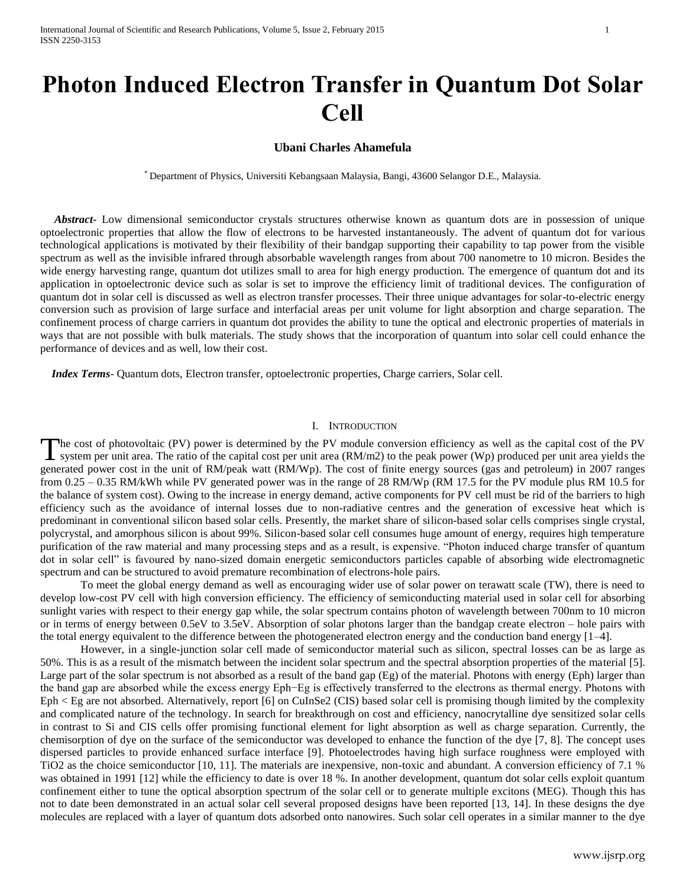# Photon Induced Electron Transfer in Quantum Dot Solar Cell

**Ubani Charles Ahamefula**

[*] Department of Physics, Universiti Kebangsaan Malaysia, Bangi, 43600 Selangor D.E., Malaysia.

***Abstract*-** Low dimensional semiconductor crystals structures otherwise known as quantum dots are in possession of unique optoelectronic properties that allow the flow of electrons to be harvested instantaneously. The advent of quantum dot for various technological applications is motivated by their flexibility of their bandgap supporting their capability to tap power from the visible spectrum as well as the invisible infrared through absorbable wavelength ranges from about 700 nanometre to 10 micron. Besides the wide energy harvesting range, quantum dot utilizes small to area for high energy production. The emergence of quantum dot and its application in optoelectronic device such as solar is set to improve the efficiency limit of traditional devices. The configuration of quantum dot in solar cell is discussed as well as electron transfer processes. Their three unique advantages for solar-to-electric energy conversion such as provision of large surface and interfacial areas per unit volume for light absorption and charge separation. The confinement process of charge carriers in quantum dot provides the ability to tune the optical and electronic properties of materials in ways that are not possible with bulk materials. The study shows that the incorporation of quantum into solar cell could enhance the performance of devices and as well, low their cost.

***Index Terms*-** Quantum dots, Electron transfer, optoelectronic properties, Charge carriers, Solar cell.

## I. Introduction

The cost of photovoltaic (PV) power is determined by the PV module conversion efficiency as well as the capital cost of the PV system per unit area. The ratio of the capital cost per unit area (RM/m2) to the peak power (Wp) produced per unit area yields the generated power cost in the unit of RM/peak watt (RM/Wp). The cost of finite energy sources (gas and petroleum) in 2007 ranges from 0.25 – 0.35 RM/kWh while PV generated power was in the range of 28 RM/Wp (RM 17.5 for the PV module plus RM 10.5 for the balance of system cost). Owing to the increase in energy demand, active components for PV cell must be rid of the barriers to high efficiency such as the avoidance of internal losses due to non-radiative centres and the generation of excessive heat which is predominant in conventional silicon based solar cells. Presently, the market share of silicon-based solar cells comprises single crystal, polycrystal, and amorphous silicon is about 99%. Silicon-based solar cell consumes huge amount of energy, requires high temperature purification of the raw material and many processing steps and as a result, is expensive. "Photon induced charge transfer of quantum dot in solar cell" is favoured by nano-sized domain energetic semiconductors particles capable of absorbing wide electromagnetic spectrum and can be structured to avoid premature recombination of electrons-hole pairs.

To meet the global energy demand as well as encouraging wider use of solar power on terawatt scale (TW), there is need to develop low-cost PV cell with high conversion efficiency. The efficiency of semiconducting material used in solar cell for absorbing sunlight varies with respect to their energy gap while, the solar spectrum contains photon of wavelength between 700nm to 10 micron or in terms of energy between 0.5eV to 3.5eV. Absorption of solar photons larger than the bandgap create electron – hole pairs with the total energy equivalent to the difference between the photogenerated electron energy and the conduction band energy [1–4].

However, in a single-junction solar cell made of semiconductor material such as silicon, spectral losses can be as large as 50%. This is as a result of the mismatch between the incident solar spectrum and the spectral absorption properties of the material [5]. Large part of the solar spectrum is not absorbed as a result of the band gap (Eg) of the material. Photons with energy (Eph) larger than the band gap are absorbed while the excess energy $E_{ph}-E_g$ is effectively transferred to the electrons as thermal energy. Photons with $E_{ph} < E_g$ are not absorbed. Alternatively, report [6] on $CuInSe_2$ (CIS) based solar cell is promising though limited by the complexity and complicated nature of the technology. In search for breakthrough on cost and efficiency, nanocrytalline dye sensitized solar cells in contrast to Si and CIS cells offer promising functional element for light absorption as well as charge separation. Currently, the chemisorption of dye on the surface of the semiconductor was developed to enhance the function of the dye [7, 8]. The concept uses dispersed particles to provide enhanced surface interface [9]. Photoelectrodes having high surface roughness were employed with $TiO_2$ as the choice semiconductor [10, 11]. The materials are inexpensive, non-toxic and abundant. A conversion efficiency of 7.1 % was obtained in 1991 [12] while the efficiency to date is over 18 %. In another development, quantum dot solar cells exploit quantum confinement either to tune the optical absorption spectrum of the solar cell or to generate multiple excitons (MEG). Though this has not to date been demonstrated in an actual solar cell several proposed designs have been reported [13, 14]. In these designs the dye molecules are replaced with a layer of quantum dots adsorbed onto nanowires. Such solar cell operates in a similar manner to the dye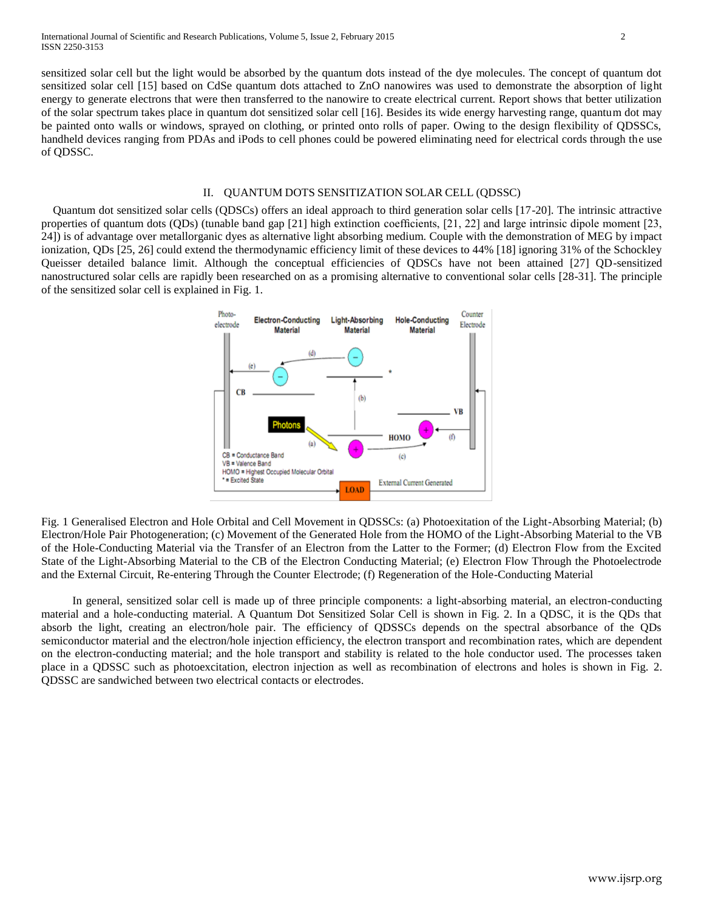sensitized solar cell but the light would be absorbed by the quantum dots instead of the dye molecules. The concept of quantum dot sensitized solar cell [15] based on CdSe quantum dots attached to ZnO nanowires was used to demonstrate the absorption of light energy to generate electrons that were then transferred to the nanowire to create electrical current. Report shows that better utilization of the solar spectrum takes place in quantum dot sensitized solar cell [16]. Besides its wide energy harvesting range, quantum dot may be painted onto walls or windows, sprayed on clothing, or printed onto rolls of paper. Owing to the design flexibility of QDSSCs, handheld devices ranging from PDAs and iPods to cell phones could be powered eliminating need for electrical cords through the use of QDSSC.

## II. QUANTUM DOTS SENSITIZATION SOLAR CELL (QDSSC)

Quantum dot sensitized solar cells (QDSCs) offers an ideal approach to third generation solar cells [17-20]. The intrinsic attractive properties of quantum dots (QDs) (tunable band gap [21] high extinction coefficients, [21, 22] and large intrinsic dipole moment [23, 24]) is of advantage over metallorganic dyes as alternative light absorbing medium. Couple with the demonstration of MEG by impact ionization, QDs [25, 26] could extend the thermodynamic efficiency limit of these devices to 44% [18] ignoring 31% of the Schockley Queisser detailed balance limit. Although the conceptual efficiencies of QDSCs have not been attained [27] QD-sensitized nanostructured solar cells are rapidly been researched on as a promising alternative to conventional solar cells [28-31]. The principle of the sensitized solar cell is explained in Fig. 1.

Fig. 1 Generalised Electron and Hole Orbital and Cell Movement in QDSSCs: (a) Photoexitation of the Light-Absorbing Material; (b) Electron/Hole Pair Photogeneration; (c) Movement of the Generated Hole from the HOMO of the Light-Absorbing Material to the VB of the Hole-Conducting Material via the Transfer of an Electron from the Latter to the Former; (d) Electron Flow from the Excited State of the Light-Absorbing Material to the CB of the Electron Conducting Material; (e) Electron Flow Through the Photoelectrode and the External Circuit, Re-entering Through the Counter Electrode; (f) Regeneration of the Hole-Conducting Material

In general, sensitized solar cell is made up of three principle components: a light-absorbing material, an electron-conducting material and a hole-conducting material. A Quantum Dot Sensitized Solar Cell is shown in Fig. 2. In a QDSC, it is the QDs that absorb the light, creating an electron/hole pair. The efficiency of QDSSCs depends on the spectral absorbance of the QDs semiconductor material and the electron/hole injection efficiency, the electron transport and recombination rates, which are dependent on the electron-conducting material; and the hole transport and stability is related to the hole conductor used. The processes taken place in a QDSSC such as photoexcitation, electron injection as well as recombination of electrons and holes is shown in Fig. 2. QDSSC are sandwiched between two electrical contacts or electrodes.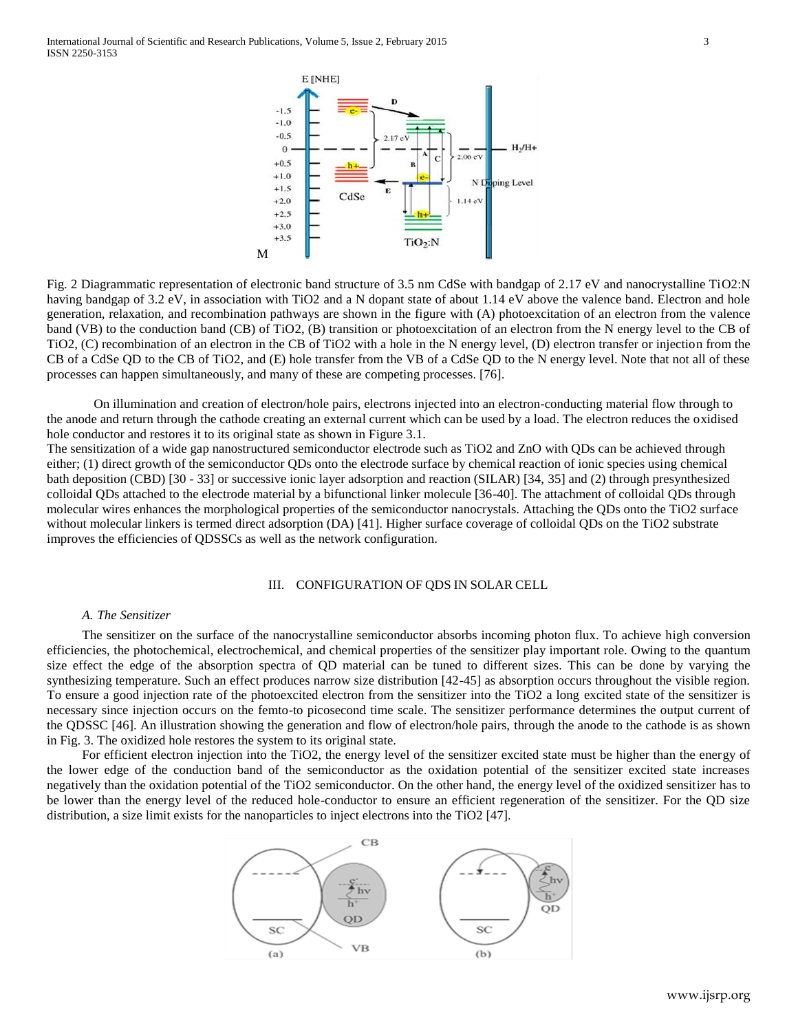Fig. 2 Diagrammatic representation of electronic band structure of 3.5 nm CdSe with bandgap of 2.17 eV and nanocrystalline $TiO_2$:N having bandgap of 3.2 eV, in association with $TiO_2$ and a N dopant state of about 1.14 eV above the valence band. Electron and hole generation, relaxation, and recombination pathways are shown in the figure with (A) photoexcitation of an electron from the valence band (VB) to the conduction band (CB) of $TiO_2$, (B) transition or photoexcitation of an electron from the N energy level to the CB of $TiO_2$, (C) recombination of an electron in the CB of $TiO_2$ with a hole in the N energy level, (D) electron transfer or injection from the CB of a CdSe QD to the CB of $TiO_2$, and (E) hole transfer from the VB of a CdSe QD to the N energy level. Note that not all of these processes can happen simultaneously, and many of these are competing processes. [76].

On illumination and creation of electron/hole pairs, electrons injected into an electron-conducting material flow through to the anode and return through the cathode creating an external current which can be used by a load. The electron reduces the oxidised hole conductor and restores it to its original state as shown in Figure 3.1.

The sensitization of a wide gap nanostructured semiconductor electrode such as $TiO_2$ and ZnO with QDs can be achieved through either; (1) direct growth of the semiconductor QDs onto the electrode surface by chemical reaction of ionic species using chemical bath deposition (CBD) [30 - 33] or successive ionic layer adsorption and reaction (SILAR) [34, 35] and (2) through presynthesized colloidal QDs attached to the electrode material by a bifunctional linker molecule [36-40]. The attachment of colloidal QDs through molecular wires enhances the morphological properties of the semiconductor nanocrystals. Attaching the QDs onto the $TiO_2$ surface without molecular linkers is termed direct adsorption (DA) [41]. Higher surface coverage of colloidal QDs on the $TiO_2$ substrate improves the efficiencies of QDSSCs as well as the network configuration.

## III. CONFIGURATION OF QDS IN SOLAR CELL

### *A. The Sensitizer*

The sensitizer on the surface of the nanocrystalline semiconductor absorbs incoming photon flux. To achieve high conversion efficiencies, the photochemical, electrochemical, and chemical properties of the sensitizer play important role. Owing to the quantum size effect the edge of the absorption spectra of QD material can be tuned to different sizes. This can be done by varying the synthesizing temperature. Such an effect produces narrow size distribution [42-45] as absorption occurs throughout the visible region. To ensure a good injection rate of the photoexcited electron from the sensitizer into the $TiO_2$ a long excited state of the sensitizer is necessary since injection occurs on the femto-to picosecond time scale. The sensitizer performance determines the output current of the QDSSC [46]. An illustration showing the generation and flow of electron/hole pairs, through the anode to the cathode is as shown in Fig. 3. The oxidized hole restores the system to its original state.

For efficient electron injection into the $TiO_2$, the energy level of the sensitizer excited state must be higher than the energy of the lower edge of the conduction band of the semiconductor as the oxidation potential of the sensitizer excited state increases negatively than the oxidation potential of the $TiO_2$ semiconductor. On the other hand, the energy level of the oxidized sensitizer has to be lower than the energy level of the reduced hole-conductor to ensure an efficient regeneration of the sensitizer. For the QD size distribution, a size limit exists for the nanoparticles to inject electrons into the $TiO_2$ [47].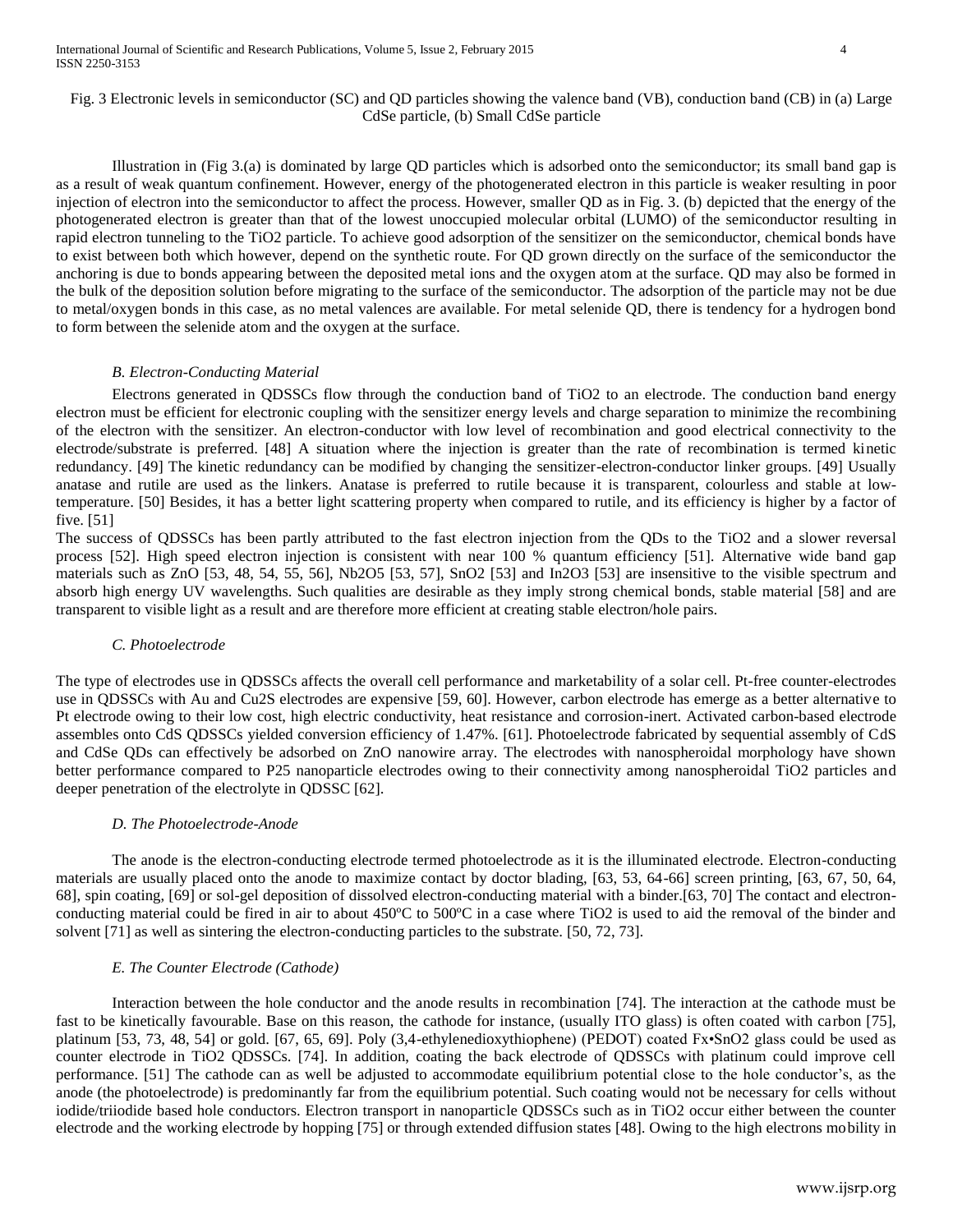Fig. 3 Electronic levels in semiconductor (SC) and QD particles showing the valence band (VB), conduction band (CB) in (a) Large CdSe particle, (b) Small CdSe particle

Illustration in (Fig 3.(a) is dominated by large QD particles which is adsorbed onto the semiconductor; its small band gap is as a result of weak quantum confinement. However, energy of the photogenerated electron in this particle is weaker resulting in poor injection of electron into the semiconductor to affect the process. However, smaller QD as in Fig. 3. (b) depicted that the energy of the photogenerated electron is greater than that of the lowest unoccupied molecular orbital (LUMO) of the semiconductor resulting in rapid electron tunneling to the $TiO_2$ particle. To achieve good adsorption of the sensitizer on the semiconductor, chemical bonds have to exist between both which however, depend on the synthetic route. For QD grown directly on the surface of the semiconductor the anchoring is due to bonds appearing between the deposited metal ions and the oxygen atom at the surface. QD may also be formed in the bulk of the deposition solution before migrating to the surface of the semiconductor. The adsorption of the particle may not be due to metal/oxygen bonds in this case, as no metal valences are available. For metal selenide QD, there is tendency for a hydrogen bond to form between the selenide atom and the oxygen at the surface.

### *B. Electron-Conducting Material*

Electrons generated in QDSSCs flow through the conduction band of $TiO_2$ to an electrode. The conduction band energy electron must be efficient for electronic coupling with the sensitizer energy levels and charge separation to minimize the recombining of the electron with the sensitizer. An electron-conductor with low level of recombination and good electrical connectivity to the electrode/substrate is preferred. [48] A situation where the injection is greater than the rate of recombination is termed kinetic redundancy. [49] The kinetic redundancy can be modified by changing the sensitizer-electron-conductor linker groups. [49] Usually anatase and rutile are used as the linkers. Anatase is preferred to rutile because it is transparent, colourless and stable at low-temperature. [50] Besides, it has a better light scattering property when compared to rutile, and its efficiency is higher by a factor of five. [51]

The success of QDSSCs has been partly attributed to the fast electron injection from the QDs to the $TiO_2$ and a slower reversal process [52]. High speed electron injection is consistent with near 100 % quantum efficiency [51]. Alternative wide band gap materials such as ZnO [53, 48, 54, 55, 56], $Nb_2O_5$ [53, 57], $SnO_2$ [53] and $In_2O_3$ [53] are insensitive to the visible spectrum and absorb high energy UV wavelengths. Such qualities are desirable as they imply strong chemical bonds, stable material [58] and are transparent to visible light as a result and are therefore more efficient at creating stable electron/hole pairs.

### *C. Photoelectrode*

The type of electrodes use in QDSSCs affects the overall cell performance and marketability of a solar cell. Pt-free counter-electrodes use in QDSSCs with Au and $Cu_2S$ electrodes are expensive [59, 60]. However, carbon electrode has emerge as a better alternative to Pt electrode owing to their low cost, high electric conductivity, heat resistance and corrosion-inert. Activated carbon-based electrode assembles onto CdS QDSSCs yielded conversion efficiency of 1.47%. [61]. Photoelectrode fabricated by sequential assembly of CdS and CdSe QDs can effectively be adsorbed on ZnO nanowire array. The electrodes with nanospheroidal morphology have shown better performance compared to P25 nanoparticle electrodes owing to their connectivity among nanospheroidal $TiO_2$ particles and deeper penetration of the electrolyte in QDSSC [62].

### *D. The Photoelectrode-Anode*

The anode is the electron-conducting electrode termed photoelectrode as it is the illuminated electrode. Electron-conducting materials are usually placed onto the anode to maximize contact by doctor blading, [63, 53, 64-66] screen printing, [63, 67, 50, 64, 68], spin coating, [69] or sol-gel deposition of dissolved electron-conducting material with a binder.[63, 70] The contact and electron-conducting material could be fired in air to about 450ºC to 500ºC in a case where $TiO_2$ is used to aid the removal of the binder and solvent [71] as well as sintering the electron-conducting particles to the substrate. [50, 72, 73].

### *E. The Counter Electrode (Cathode)*

Interaction between the hole conductor and the anode results in recombination [74]. The interaction at the cathode must be fast to be kinetically favourable. Base on this reason, the cathode for instance, (usually ITO glass) is often coated with carbon [75], platinum [53, 73, 48, 54] or gold. [67, 65, 69]. Poly (3,4-ethylenedioxythiophene) (PEDOT) coated Fx•$SnO_2$ glass could be used as counter electrode in $TiO_2$ QDSSCs. [74]. In addition, coating the back electrode of QDSSCs with platinum could improve cell performance. [51] The cathode can as well be adjusted to accommodate equilibrium potential close to the hole conductor's, as the anode (the photoelectrode) is predominantly far from the equilibrium potential. Such coating would not be necessary for cells without iodide/triiodide based hole conductors. Electron transport in nanoparticle QDSSCs such as in $TiO_2$ occur either between the counter electrode and the working electrode by hopping [75] or through extended diffusion states [48]. Owing to the high electrons mobility in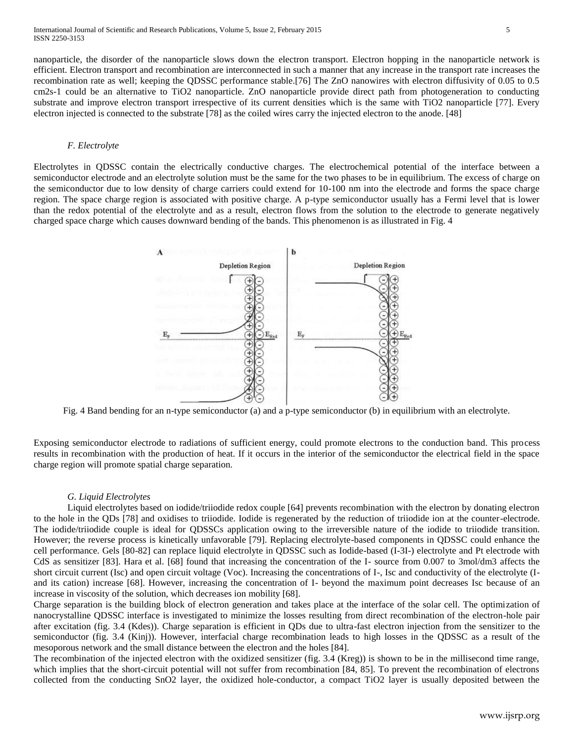nanoparticle, the disorder of the nanoparticle slows down the electron transport. Electron hopping in the nanoparticle network is efficient. Electron transport and recombination are interconnected in such a manner that any increase in the transport rate increases the recombination rate as well; keeping the QDSSC performance stable.[76] The ZnO nanowires with electron diffusivity of 0.05 to 0.5 cm2s-1 could be an alternative to TiO2 nanoparticle. ZnO nanoparticle provide direct path from photogeneration to conducting substrate and improve electron transport irrespective of its current densities which is the same with TiO2 nanoparticle [77]. Every electron injected is connected to the substrate [78] as the coiled wires carry the injected electron to the anode. [48]

### *F. Electrolyte*

Electrolytes in QDSSC contain the electrically conductive charges. The electrochemical potential of the interface between a semiconductor electrode and an electrolyte solution must be the same for the two phases to be in equilibrium. The excess of charge on the semiconductor due to low density of charge carriers could extend for 10-100 nm into the electrode and forms the space charge region. The space charge region is associated with positive charge. A p-type semiconductor usually has a Fermi level that is lower than the redox potential of the electrolyte and as a result, electron flows from the solution to the electrode to generate negatively charged space charge which causes downward bending of the bands. This phenomenon is as illustrated in Fig. 4

Fig. 4 Band bending for an n-type semiconductor (a) and a p-type semiconductor (b) in equilibrium with an electrolyte.

Exposing semiconductor electrode to radiations of sufficient energy, could promote electrons to the conduction band. This process results in recombination with the production of heat. If it occurs in the interior of the semiconductor the electrical field in the space charge region will promote spatial charge separation.

### *G. Liquid Electrolytes*

Liquid electrolytes based on iodide/triiodide redox couple [64] prevents recombination with the electron by donating electron to the hole in the QDs [78] and oxidises to triiodide. Iodide is regenerated by the reduction of triiodide ion at the counter-electrode. The iodide/triiodide couple is ideal for QDSSCs application owing to the irreversible nature of the iodide to triiodide transition. However; the reverse process is kinetically unfavorable [79]. Replacing electrolyte-based components in QDSSC could enhance the cell performance. Gels [80-82] can replace liquid electrolyte in QDSSC such as Iodide-based (I-3I-) electrolyte and Pt electrode with CdS as sensitizer [83]. Hara et al. [68] found that increasing the concentration of the I- source from 0.007 to 3mol/dm3 affects the short circuit current (Isc) and open circuit voltage (Voc). Increasing the concentrations of I-, Isc and conductivity of the electrolyte (I- and its cation) increase [68]. However, increasing the concentration of I- beyond the maximum point decreases Isc because of an increase in viscosity of the solution, which decreases ion mobility [68].

Charge separation is the building block of electron generation and takes place at the interface of the solar cell. The optimization of nanocrystalline QDSSC interface is investigated to minimize the losses resulting from direct recombination of the electron-hole pair after excitation (fig. 3.4 (Kdes)). Charge separation is efficient in QDs due to ultra-fast electron injection from the sensitizer to the semiconductor (fig. 3.4 (Kinj)). However, interfacial charge recombination leads to high losses in the QDSSC as a result of the mesoporous network and the small distance between the electron and the holes [84].

The recombination of the injected electron with the oxidized sensitizer (fig. 3.4 (Kreg)) is shown to be in the millisecond time range, which implies that the short-circuit potential will not suffer from recombination [84, 85]. To prevent the recombination of electrons collected from the conducting SnO2 layer, the oxidized hole-conductor, a compact TiO2 layer is usually deposited between the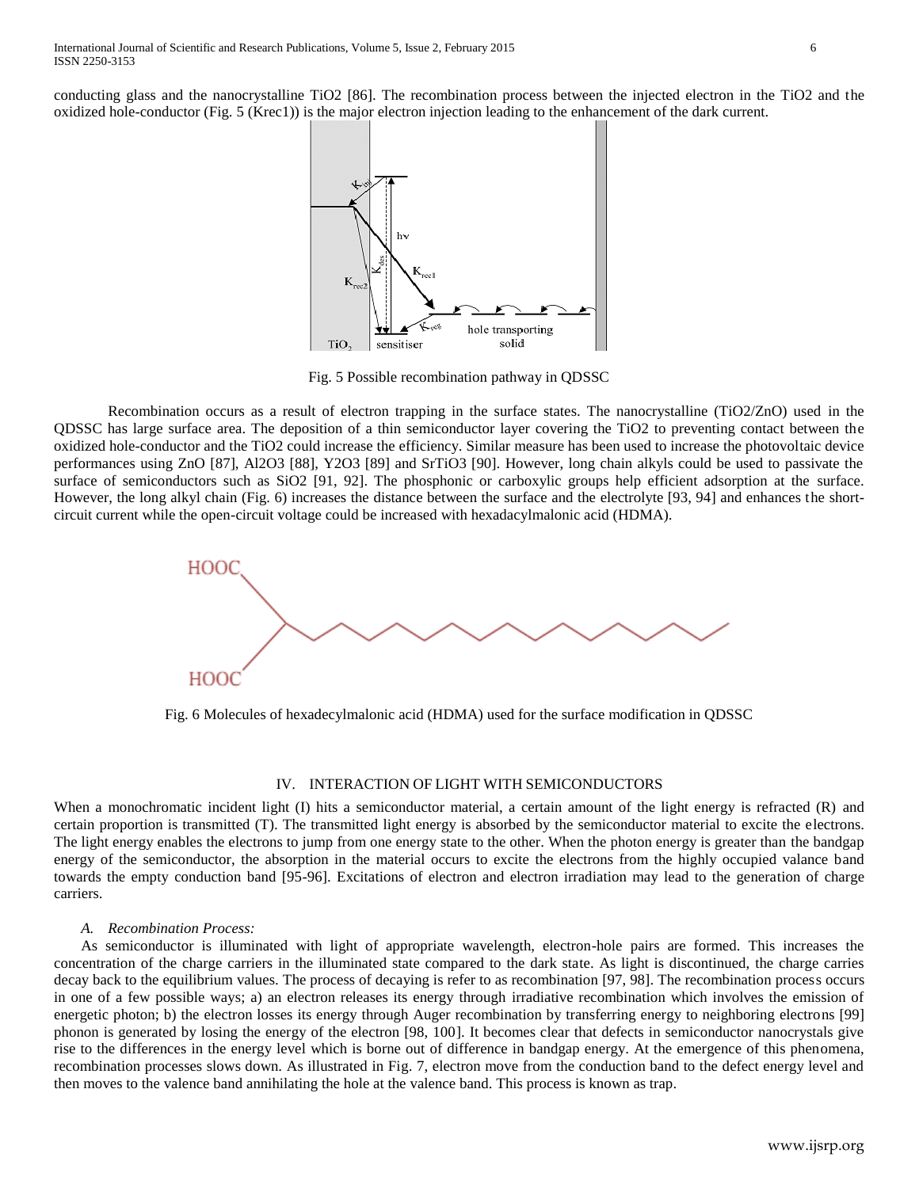conducting glass and the nanocrystalline TiO2 [86]. The recombination process between the injected electron in the TiO2 and the oxidized hole-conductor (Fig. 5 (Krec1)) is the major electron injection leading to the enhancement of the dark current.

Fig. 5 Possible recombination pathway in QDSSC

Recombination occurs as a result of electron trapping in the surface states. The nanocrystalline (TiO2/ZnO) used in the QDSSC has large surface area. The deposition of a thin semiconductor layer covering the TiO2 to preventing contact between the oxidized hole-conductor and the TiO2 could increase the efficiency. Similar measure has been used to increase the photovoltaic device performances using ZnO [87], Al2O3 [88], Y2O3 [89] and SrTiO3 [90]. However, long chain alkyls could be used to passivate the surface of semiconductors such as SiO2 [91, 92]. The phosphonic or carboxylic groups help efficient adsorption at the surface. However, the long alkyl chain (Fig. 6) increases the distance between the surface and the electrolyte [93, 94] and enhances the short-circuit current while the open-circuit voltage could be increased with hexadacylmalonic acid (HDMA).

Fig. 6 Molecules of hexadecylmalonic acid (HDMA) used for the surface modification in QDSSC

## IV. INTERACTION OF LIGHT WITH SEMICONDUCTORS

When a monochromatic incident light (I) hits a semiconductor material, a certain amount of the light energy is refracted (R) and certain proportion is transmitted (T). The transmitted light energy is absorbed by the semiconductor material to excite the electrons. The light energy enables the electrons to jump from one energy state to the other. When the photon energy is greater than the bandgap energy of the semiconductor, the absorption in the material occurs to excite the electrons from the highly occupied valance band towards the empty conduction band [95-96]. Excitations of electron and electron irradiation may lead to the generation of charge carriers.

### *A. Recombination Process:*

As semiconductor is illuminated with light of appropriate wavelength, electron-hole pairs are formed. This increases the concentration of the charge carriers in the illuminated state compared to the dark state. As light is discontinued, the charge carries decay back to the equilibrium values. The process of decaying is refer to as recombination [97, 98]. The recombination process occurs in one of a few possible ways; a) an electron releases its energy through irradiative recombination which involves the emission of energetic photon; b) the electron losses its energy through Auger recombination by transferring energy to neighboring electrons [99] phonon is generated by losing the energy of the electron [98, 100]. It becomes clear that defects in semiconductor nanocrystals give rise to the differences in the energy level which is borne out of difference in bandgap energy. At the emergence of this phenomena, recombination processes slows down. As illustrated in Fig. 7, electron move from the conduction band to the defect energy level and then moves to the valence band annihilating the hole at the valence band. This process is known as trap.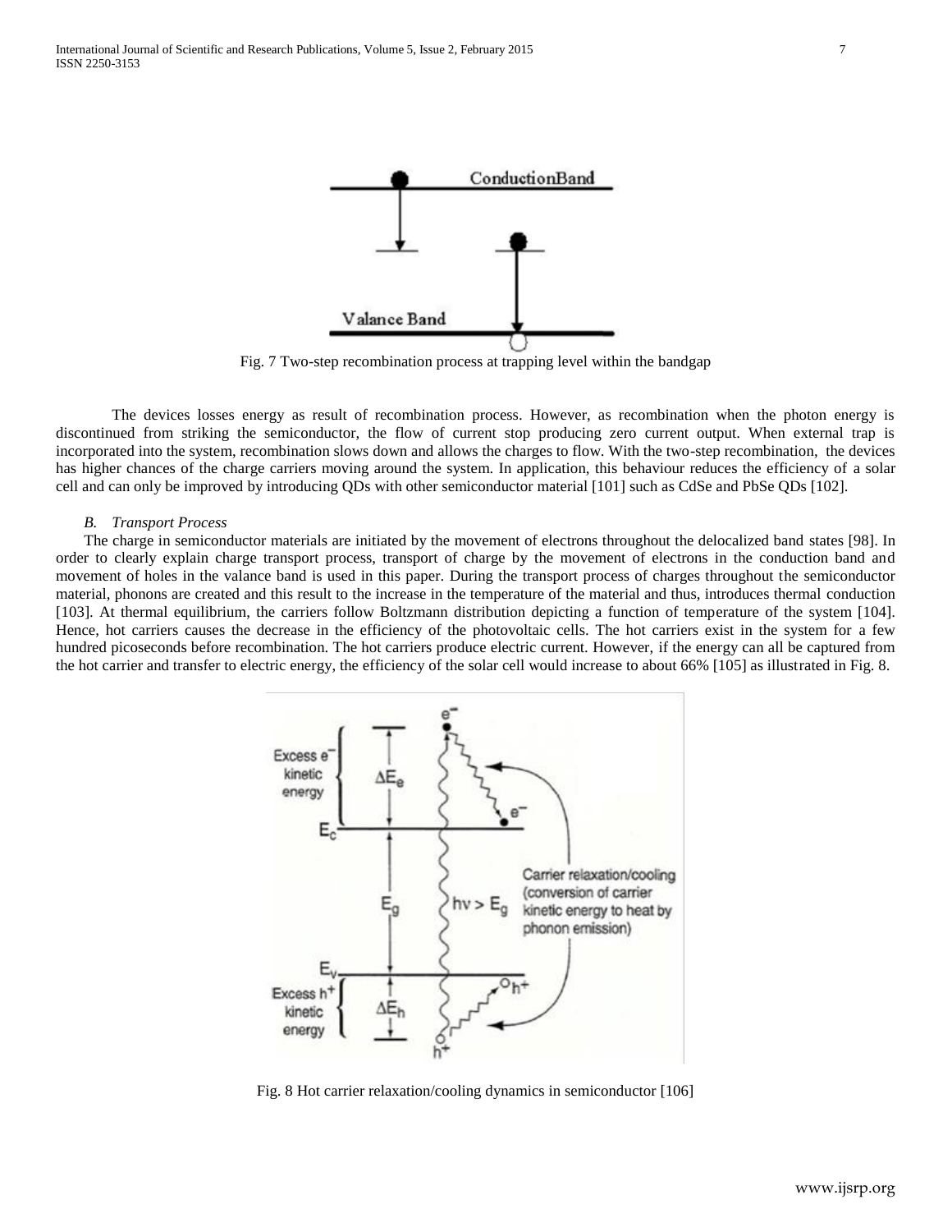Fig. 7 Two-step recombination process at trapping level within the bandgap

The devices losses energy as result of recombination process. However, as recombination when the photon energy is discontinued from striking the semiconductor, the flow of current stop producing zero current output. When external trap is incorporated into the system, recombination slows down and allows the charges to flow. With the two-step recombination, the devices has higher chances of the charge carriers moving around the system. In application, this behaviour reduces the efficiency of a solar cell and can only be improved by introducing QDs with other semiconductor material [101] such as CdSe and PbSe QDs [102].

### *B. Transport Process*

The charge in semiconductor materials are initiated by the movement of electrons throughout the delocalized band states [98]. In order to clearly explain charge transport process, transport of charge by the movement of electrons in the conduction band and movement of holes in the valance band is used in this paper. During the transport process of charges throughout the semiconductor material, phonons are created and this result to the increase in the temperature of the material and thus, introduces thermal conduction [103]. At thermal equilibrium, the carriers follow Boltzmann distribution depicting a function of temperature of the system [104]. Hence, hot carriers causes the decrease in the efficiency of the photovoltaic cells. The hot carriers exist in the system for a few hundred picoseconds before recombination. The hot carriers produce electric current. However, if the energy can all be captured from the hot carrier and transfer to electric energy, the efficiency of the solar cell would increase to about 66% [105] as illustrated in Fig. 8.

Fig. 8 Hot carrier relaxation/cooling dynamics in semiconductor [106]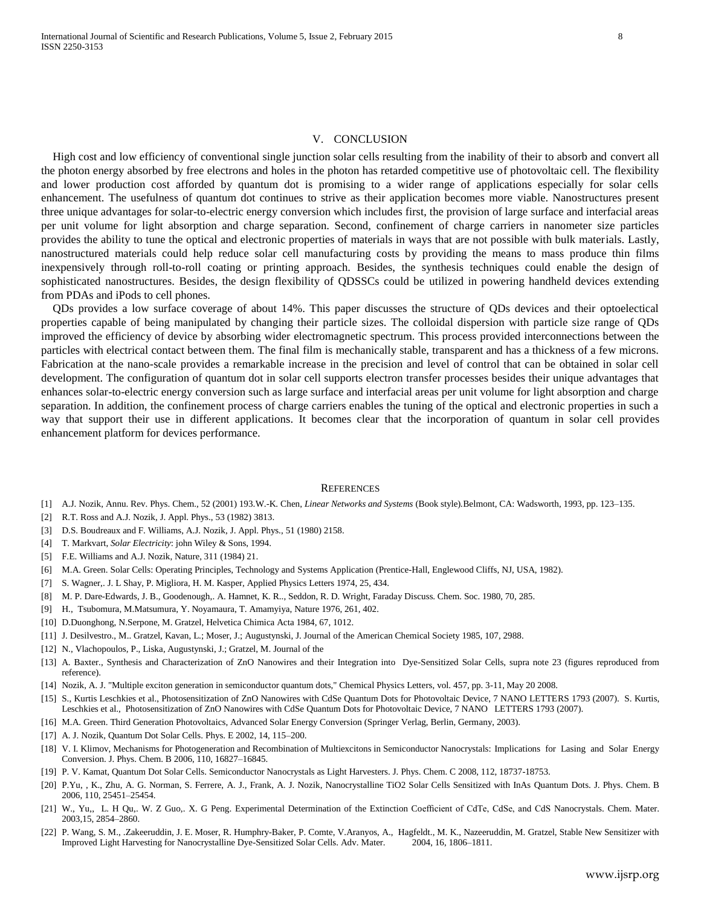## V. CONCLUSION

High cost and low efficiency of conventional single junction solar cells resulting from the inability of their to absorb and convert all the photon energy absorbed by free electrons and holes in the photon has retarded competitive use of photovoltaic cell. The flexibility and lower production cost afforded by quantum dot is promising to a wider range of applications especially for solar cells enhancement. The usefulness of quantum dot continues to strive as their application becomes more viable. Nanostructures present three unique advantages for solar-to-electric energy conversion which includes first, the provision of large surface and interfacial areas per unit volume for light absorption and charge separation. Second, confinement of charge carriers in nanometer size particles provides the ability to tune the optical and electronic properties of materials in ways that are not possible with bulk materials. Lastly, nanostructured materials could help reduce solar cell manufacturing costs by providing the means to mass produce thin films inexpensively through roll-to-roll coating or printing approach. Besides, the synthesis techniques could enable the design of sophisticated nanostructures. Besides, the design flexibility of QDSSCs could be utilized in powering handheld devices extending from PDAs and iPods to cell phones.

QDs provides a low surface coverage of about 14%. This paper discusses the structure of QDs devices and their optoelectical properties capable of being manipulated by changing their particle sizes. The colloidal dispersion with particle size range of QDs improved the efficiency of device by absorbing wider electromagnetic spectrum. This process provided interconnections between the particles with electrical contact between them. The final film is mechanically stable, transparent and has a thickness of a few microns. Fabrication at the nano-scale provides a remarkable increase in the precision and level of control that can be obtained in solar cell development. The configuration of quantum dot in solar cell supports electron transfer processes besides their unique advantages that enhances solar-to-electric energy conversion such as large surface and interfacial areas per unit volume for light absorption and charge separation. In addition, the confinement process of charge carriers enables the tuning of the optical and electronic properties in such a way that support their use in different applications. It becomes clear that the incorporation of quantum in solar cell provides enhancement platform for devices performance.

## REFERENCES

[1] A.J. Nozik, Annu. Rev. Phys. Chem., 52 (2001) 193.W.-K. Chen, *Linear Networks and Systems* (Book style).Belmont, CA: Wadsworth, 1993, pp. 123–135.

[2] R.T. Ross and A.J. Nozik, J. Appl. Phys., 53 (1982) 3813.

[3] D.S. Boudreaux and F. Williams, A.J. Nozik, J. Appl. Phys., 51 (1980) 2158.

[4] T. Markvart, *Solar Electricity*: john Wiley & Sons, 1994.

[5] F.E. Williams and A.J. Nozik, Nature, 311 (1984) 21.

[6] M.A. Green. Solar Cells: Operating Principles, Technology and Systems Application (Prentice-Hall, Englewood Cliffs, NJ, USA, 1982).

[7] S. Wagner,. J. L Shay, P. Migliora, H. M. Kasper, Applied Physics Letters 1974, 25, 434.

[8] M. P. Dare-Edwards, J. B., Goodenough,. A. Hamnet, K. R.., Seddon, R. D. Wright, Faraday Discuss. Chem. Soc. 1980, 70, 285.

[9] H., Tsubomura, M.Matsumura, Y. Noyamaura, T. Amamyiya, Nature 1976, 261, 402.

[10] D.Duonghong, N.Serpone, M. Gratzel, Helvetica Chimica Acta 1984, 67, 1012.

[11] J. Desilvestro., M.. Gratzel, Kavan, L.; Moser, J.; Augustynski, J. Journal of the American Chemical Society 1985, 107, 2988.

[12] N., Vlachopoulos, P., Liska, Augustynski, J.; Gratzel, M. Journal of the

[13] A. Baxter., Synthesis and Characterization of ZnO Nanowires and their Integration into Dye-Sensitized Solar Cells, supra note 23 (figures reproduced from reference).

[14] Nozik, A. J. "Multiple exciton generation in semiconductor quantum dots," Chemical Physics Letters, vol. 457, pp. 3-11, May 20 2008.

[15] S., Kurtis Leschkies et al., Photosensitization of ZnO Nanowires with CdSe Quantum Dots for Photovoltaic Device, 7 NANO LETTERS 1793 (2007). S. Kurtis, Leschkies et al., Photosensitization of ZnO Nanowires with CdSe Quantum Dots for Photovoltaic Device, 7 NANO LETTERS 1793 (2007).

[16] M.A. Green. Third Generation Photovoltaics, Advanced Solar Energy Conversion (Springer Verlag, Berlin, Germany, 2003).

[17] A. J. Nozik, Quantum Dot Solar Cells. Phys. E 2002, 14, 115–200.

[18] V. I. Klimov, Mechanisms for Photogeneration and Recombination of Multiexcitons in Semiconductor Nanocrystals: Implications for Lasing and Solar Energy Conversion. J. Phys. Chem. B 2006, 110, 16827–16845.

[19] P. V. Kamat, Quantum Dot Solar Cells. Semiconductor Nanocrystals as Light Harvesters. J. Phys. Chem. C 2008, 112, 18737-18753.

[20] P.Yu, , K., Zhu, A. G. Norman, S. Ferrere, A. J., Frank, A. J. Nozik, Nanocrystalline TiO2 Solar Cells Sensitized with InAs Quantum Dots. J. Phys. Chem. B 2006, 110, 25451–25454.

[21] W., Yu,, L. H Qu,. W. Z Guo,. X. G Peng. Experimental Determination of the Extinction Coefficient of CdTe, CdSe, and CdS Nanocrystals. Chem. Mater. 2003,15, 2854–2860.

[22] P. Wang, S. M., .Zakeeruddin, J. E. Moser, R. Humphry-Baker, P. Comte, V.Aranyos, A., Hagfeldt., M. K., Nazeeruddin, M. Gratzel, Stable New Sensitizer with Improved Light Harvesting for Nanocrystalline Dye-Sensitized Solar Cells. Adv. Mater. 2004, 16, 1806–1811.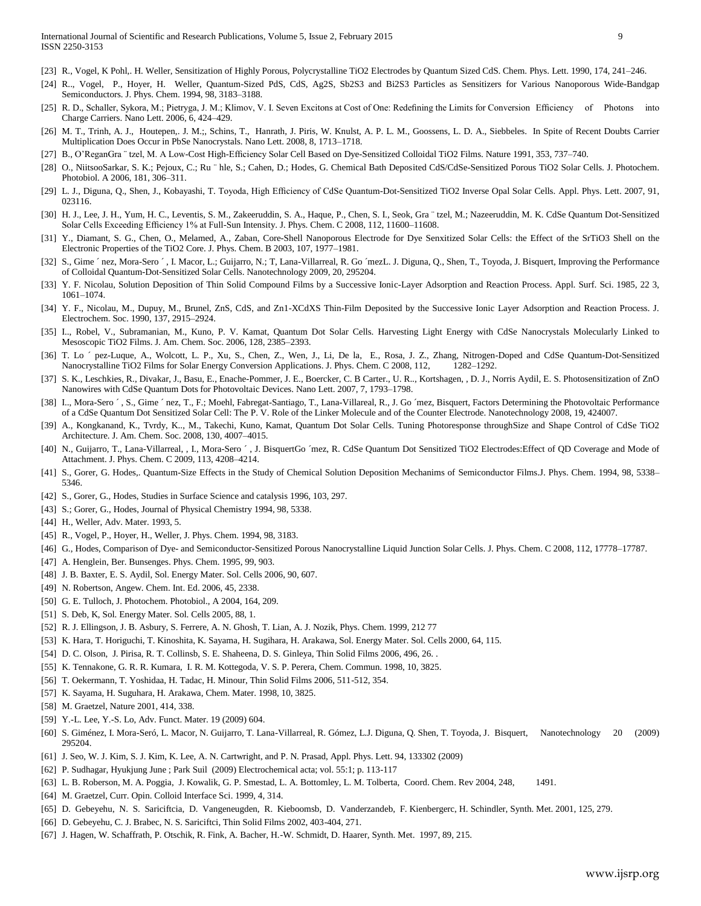[23] R., Vogel, K Pohl,. H. Weller, Sensitization of Highly Porous, Polycrystalline $TiO_2$ Electrodes by Quantum Sized CdS. Chem. Phys. Lett. 1990, 174, 241–246.

[24] R.., Vogel, P., Hoyer, H. Weller, Quantum-Sized PdS, CdS, $Ag_2S$, $Sb_2S_3$ and $Bi_2S_3$ Particles as Sensitizers for Various Nanoporous Wide-Bandgap Semiconductors. J. Phys. Chem. 1994, 98, 3183–3188.

[25] R. D., Schaller, Sykora, M.; Pietryga, J. M.; Klimov, V. I. Seven Excitons at Cost of One: Redefining the Limits for Conversion Efficiency of Photons into Charge Carriers. Nano Lett. 2006, 6, 424–429.

[26] M. T., Trinh, A. J., Houtepen,. J. M.;, Schins, T., Hanrath, J. Piris, W. Knulst, A. P. L. M., Goossens, L. D. A., Siebbeles. In Spite of Recent Doubts Carrier Multiplication Does Occur in PbSe Nanocrystals. Nano Lett. 2008, 8, 1713–1718.

[27] B., O'ReganGra ¨ tzel, M. A Low-Cost High-Efficiency Solar Cell Based on Dye-Sensitized Colloidal $TiO_2$ Films. Nature 1991, 353, 737–740.

[28] O., NiitsooSarkar, S. K.; Pejoux, C.; Ru ¨ hle, S.; Cahen, D.; Hodes, G. Chemical Bath Deposited CdS/CdSe-Sensitized Porous $TiO_2$ Solar Cells. J. Photochem. Photobiol. A 2006, 181, 306–311.

[29] L. J., Diguna, Q., Shen, J., Kobayashi, T. Toyoda, High Efficiency of CdSe Quantum-Dot-Sensitized $TiO_2$ Inverse Opal Solar Cells. Appl. Phys. Lett. 2007, 91, 023116.

[30] H. J., Lee, J. H., Yum, H. C., Leventis, S. M., Zakeeruddin, S. A., Haque, P., Chen, S. I., Seok, Gra ¨ tzel, M.; Nazeeruddin, M. K. CdSe Quantum Dot-Sensitized Solar Cells Exceeding Efficiency 1% at Full-Sun Intensity. J. Phys. Chem. C 2008, 112, 11600–11608.

[31] Y., Diamant, S. G., Chen, O., Melamed, A., Zaban, Core-Shell Nanoporous Electrode for Dye Senxitized Solar Cells: the Effect of the $SrTiO_3$ Shell on the Electronic Properties of the $TiO_2$ Core. J. Phys. Chem. B 2003, 107, 1977–1981.

[32] S., Gime ´ nez, Mora-Sero ´ , I. Macor, L.; Guijarro, N.; T, Lana-Villarreal, R. Go ´mezL. J. Diguna, Q., Shen, T., Toyoda, J. Bisquert, Improving the Performance of Colloidal Quantum-Dot-Sensitized Solar Cells. Nanotechnology 2009, 20, 295204.

[33] Y. F. Nicolau, Solution Deposition of Thin Solid Compound Films by a Successive Ionic-Layer Adsorption and Reaction Process. Appl. Surf. Sci. 1985, 22 3, 1061–1074.

[34] Y. F., Nicolau, M., Dupuy, M., Brunel, ZnS, CdS, and Zn1-XCdXS Thin-Film Deposited by the Successive Ionic Layer Adsorption and Reaction Process. J. Electrochem. Soc. 1990, 137, 2915–2924.

[35] I.., Robel, V., Subramanian, M., Kuno, P. V. Kamat, Quantum Dot Solar Cells. Harvesting Light Energy with CdSe Nanocrystals Molecularly Linked to Mesoscopic $TiO_2$ Films. J. Am. Chem. Soc. 2006, 128, 2385–2393.

[36] T. Lo ´ pez-Luque, A., Wolcott, L. P., Xu, S., Chen, Z., Wen, J., Li, De la, E., Rosa, J. Z., Zhang, Nitrogen-Doped and CdSe Quantum-Dot-Sensitized Nanocrystalline $TiO_2$ Films for Solar Energy Conversion Applications. J. Phys. Chem. C 2008, 112, 1282–1292.

[37] S. K., Leschkies, R., Divakar, J., Basu, E., Enache-Pommer, J. E., Boercker, C. B Carter., U. R.., Kortshagen, , D. J., Norris Aydil, E. S. Photosensitization of ZnO Nanowires with CdSe Quantum Dots for Photovoltaic Devices. Nano Lett. 2007, 7, 1793–1798.

[38] I.., Mora-Sero ´ , S., Gime ´ nez, T., F.; Moehl, Fabregat-Santiago, T., Lana-Villareal, R., J. Go ´mez, Bisquert, Factors Determining the Photovoltaic Performance of a CdSe Quantum Dot Sensitized Solar Cell: The P. V. Role of the Linker Molecule and of the Counter Electrode. Nanotechnology 2008, 19, 424007.

[39] A., Kongkanand, K., Tvrdy, K.., M., Takechi, Kuno, Kamat, Quantum Dot Solar Cells. Tuning Photoresponse throughSize and Shape Control of CdSe $TiO_2$ Architecture. J. Am. Chem. Soc. 2008, 130, 4007–4015.

[40] N., Guijarro, T., Lana-Villarreal, , I., Mora-Sero ´ , J. BisquertGo ´mez, R. CdSe Quantum Dot Sensitized $TiO_2$ Electrodes:Effect of QD Coverage and Mode of Attachment. J. Phys. Chem. C 2009, 113, 4208–4214.

[41] S., Gorer, G. Hodes,. Quantum-Size Effects in the Study of Chemical Solution Deposition Mechanims of Semiconductor Films.J. Phys. Chem. 1994, 98, 5338–5346.

[42] S., Gorer, G., Hodes, Studies in Surface Science and catalysis 1996, 103, 297.

[43] S.; Gorer, G., Hodes, Journal of Physical Chemistry 1994, 98, 5338.

[44] H., Weller, Adv. Mater. 1993, 5.

[45] R., Vogel, P., Hoyer, H., Weller, J. Phys. Chem. 1994, 98, 3183.

[46] G., Hodes, Comparison of Dye- and Semiconductor-Sensitized Porous Nanocrystalline Liquid Junction Solar Cells. J. Phys. Chem. C 2008, 112, 17778–17787.

[47] A. Henglein, Ber. Bunsenges. Phys. Chem. 1995, 99, 903.

[48] J. B. Baxter, E. S. Aydil, Sol. Energy Mater. Sol. Cells 2006, 90, 607.

[49] N. Robertson, Angew. Chem. Int. Ed. 2006, 45, 2338.

[50] G. E. Tulloch, J. Photochem. Photobiol., A 2004, 164, 209.

[51] S. Deb, K, Sol. Energy Mater. Sol. Cells 2005, 88, 1.

[52] R. J. Ellingson, J. B. Asbury, S. Ferrere, A. N. Ghosh, T. Lian, A. J. Nozik, Phys. Chem. 1999, 212 77

[53] K. Hara, T. Horiguchi, T. Kinoshita, K. Sayama, H. Sugihara, H. Arakawa, Sol. Energy Mater. Sol. Cells 2000, 64, 115.

[54] D. C. Olson, J. Pirisa, R. T. Collinsb, S. E. Shaheena, D. S. Ginleya, Thin Solid Films 2006, 496, 26. .

[55] K. Tennakone, G. R. R. Kumara, I. R. M. Kottegoda, V. S. P. Perera, Chem. Commun. 1998, 10, 3825.

[56] T. Oekermann, T. Yoshidaa, H. Tadac, H. Minour, Thin Solid Films 2006, 511-512, 354.

[57] K. Sayama, H. Suguhara, H. Arakawa, Chem. Mater. 1998, 10, 3825.

[58] M. Graetzel, Nature 2001, 414, 338.

[59] Y.-L. Lee, Y.-S. Lo, Adv. Funct. Mater. 19 (2009) 604.

[60] S. Giménez, I. Mora-Seró, L. Macor, N. Guijarro, T. Lana-Villarreal, R. Gómez, L.J. Diguna, Q. Shen, T. Toyoda, J. Bisquert, Nanotechnology 20 (2009) 295204.

[61] J. Seo, W. J. Kim, S. J. Kim, K. Lee, A. N. Cartwright, and P. N. Prasad, Appl. Phys. Lett. 94, 133302 (2009)

[62] P. Sudhagar, Hyukjung June ; Park Suil (2009) Electrochemical acta; vol. 55:1; p. 113-117

[63] L. B. Roberson, M. A. Poggia, J. Kowalik, G. P. Smestad, L. A. Bottomley, L. M. Tolberta, Coord. Chem. Rev 2004, 248, 1491.

[64] M. Graetzel, Curr. Opin. Colloid Interface Sci. 1999, 4, 314.

[65] D. Gebeyehu, N. S. Sariciftcia, D. Vangeneugden, R. Kieboomsb, D. Vanderzandeb, F. Kienbergerc, H. Schindler, Synth. Met. 2001, 125, 279.

[66] D. Gebeyehu, C. J. Brabec, N. S. Sariciftci, Thin Solid Films 2002, 403-404, 271.

[67] J. Hagen, W. Schaffrath, P. Otschik, R. Fink, A. Bacher, H.-W. Schmidt, D. Haarer, Synth. Met. 1997, 89, 215.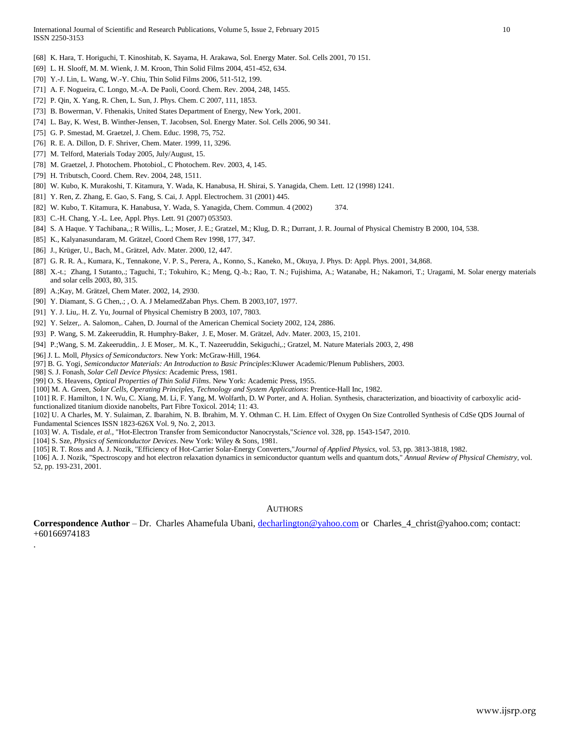[68] K. Hara, T. Horiguchi, T. Kinoshitab, K. Sayama, H. Arakawa, Sol. Energy Mater. Sol. Cells 2001, 70 151.

[69] L. H. Slooff, M. M. Wienk, J. M. Kroon, Thin Solid Films 2004, 451-452, 634.

[70] Y.-J. Lin, L. Wang, W.-Y. Chiu, Thin Solid Films 2006, 511-512, 199.

[71] A. F. Nogueira, C. Longo, M.-A. De Paoli, Coord. Chem. Rev. 2004, 248, 1455.

[72] P. Qin, X. Yang, R. Chen, L. Sun, J. Phys. Chem. C 2007, 111, 1853.

[73] B. Bowerman, V. Fthenakis, United States Department of Energy, New York, 2001.

[74] L. Bay, K. West, B. Winther-Jensen, T. Jacobsen, Sol. Energy Mater. Sol. Cells 2006, 90 341.

[75] G. P. Smestad, M. Graetzel, J. Chem. Educ. 1998, 75, 752.

[76] R. E. A. Dillon, D. F. Shriver, Chem. Mater. 1999, 11, 3296.

[77] M. Telford, Materials Today 2005, July/August, 15.

[78] M. Graetzel, J. Photochem. Photobiol., C Photochem. Rev. 2003, 4, 145.

[79] H. Tributsch, Coord. Chem. Rev. 2004, 248, 1511.

[80] W. Kubo, K. Murakoshi, T. Kitamura, Y. Wada, K. Hanabusa, H. Shirai, S. Yanagida, Chem. Lett. 12 (1998) 1241.

[81] Y. Ren, Z. Zhang, E. Gao, S. Fang, S. Cai, J. Appl. Electrochem. 31 (2001) 445.

[82] W. Kubo, T. Kitamura, K. Hanabusa, Y. Wada, S. Yanagida, Chem. Commun. 4 (2002) 374.

[83] C.-H. Chang, Y.-L. Lee, Appl. Phys. Lett. 91 (2007) 053503.

[84] S. A Haque. Y Tachibana,.; R Willis,. L.; Moser, J. E.; Gratzel, M.; Klug, D. R.; Durrant, J. R. Journal of Physical Chemistry B 2000, 104, 538.

[85] K., Kalyanasundaram, M. Grätzel, Coord Chem Rev 1998, 177, 347.

[86] J., Krüger, U., Bach, M., Grätzel, Adv. Mater. 2000, 12, 447.

[87] G. R. R. A., Kumara, K., Tennakone, V. P. S., Perera, A., Konno, S., Kaneko, M., Okuya, J. Phys. D: Appl. Phys. 2001, 34,868.

[88] X.-t.; Zhang, I Sutanto,.; Taguchi, T.; Tokuhiro, K.; Meng, Q.-b.; Rao, T. N.; Fujishima, A.; Watanabe, H.; Nakamori, T.; Uragami, M. Solar energy materials and solar cells 2003, 80, 315.

[89] A.;Kay, M. Grätzel, Chem Mater. 2002, 14, 2930.

[90] Y. Diamant, S. G Chen,.; , O. A. J MelamedZaban Phys. Chem. B 2003,107, 1977.

[91] Y. J. Liu,. H. Z. Yu, Journal of Physical Chemistry B 2003, 107, 7803.

[92] Y. Selzer,. A. Salomon,. Cahen, D. Journal of the American Chemical Society 2002, 124, 2886.

[93] P. Wang, S. M. Zakeeruddin, R. Humphry-Baker, J. E, Moser. M. Grätzel, Adv. Mater. 2003, 15, 2101.

[94] P.;Wang, S. M. Zakeeruddin,. J. E Moser,. M. K., T. Nazeeruddin, Sekiguchi,.; Gratzel, M. Nature Materials 2003, 2, 498

[96] J. L. Moll, *Physics of Semiconductors*. New York: McGraw-Hill, 1964.

[97] B. G. Yogi, *Semiconductor Materials: An Introduction to Basic Principles*:Kluwer Academic/Plenum Publishers, 2003.

[98] S. J. Fonash, *Solar Cell Device Physics*: Academic Press, 1981.

[99] O. S. Heavens, *Optical Properties of Thin Solid Films*. New York: Academic Press, 1955.

[100] M. A. Green, *Solar Cells, Operating Principles, Technology and System Applications*: Prentice-Hall Inc, 1982.

[101] R. F. Hamilton, 1 N. Wu, C. Xiang, M. Li, F. Yang, M. Wolfarth, D. W Porter, and A. Holian. Synthesis, characterization, and bioactivity of carboxylic acid-functionalized titanium dioxide nanobelts, Part Fibre Toxicol. 2014; 11: 43.

[102] U. A Charles, M. Y. Sulaiman, Z. Ibarahim, N. B. Ibrahim, M. Y. Othman C. H. Lim. Effect of Oxygen On Size Controlled Synthesis of CdSe QDS Journal of Fundamental Sciences ISSN 1823-626X Vol. 9, No. 2, 2013.

[103] W. A. Tisdale, *et al.*, "Hot-Electron Transfer from Semiconductor Nanocrystals,"*Science* vol. 328, pp. 1543-1547, 2010.

[104] S. Sze, *Physics of Semiconductor Devices*. New York: Wiley & Sons, 1981.

[105] R. T. Ross and A. J. Nozik, "Efficiency of Hot-Carrier Solar-Energy Converters,"*Journal of Applied Physics,* vol. 53, pp. 3813-3818, 1982.

[106] A. J. Nozik, "Spectroscopy and hot electron relaxation dynamics in semiconductor quantum wells and quantum dots," *Annual Review of Physical Chemistry,* vol. 52, pp. 193-231, 2001.

## Authors

**Correspondence Author** – Dr. Charles Ahamefula Ubani, decharlington@yahoo.com or Charles_4_christ@yahoo.com; contact: +60166974183